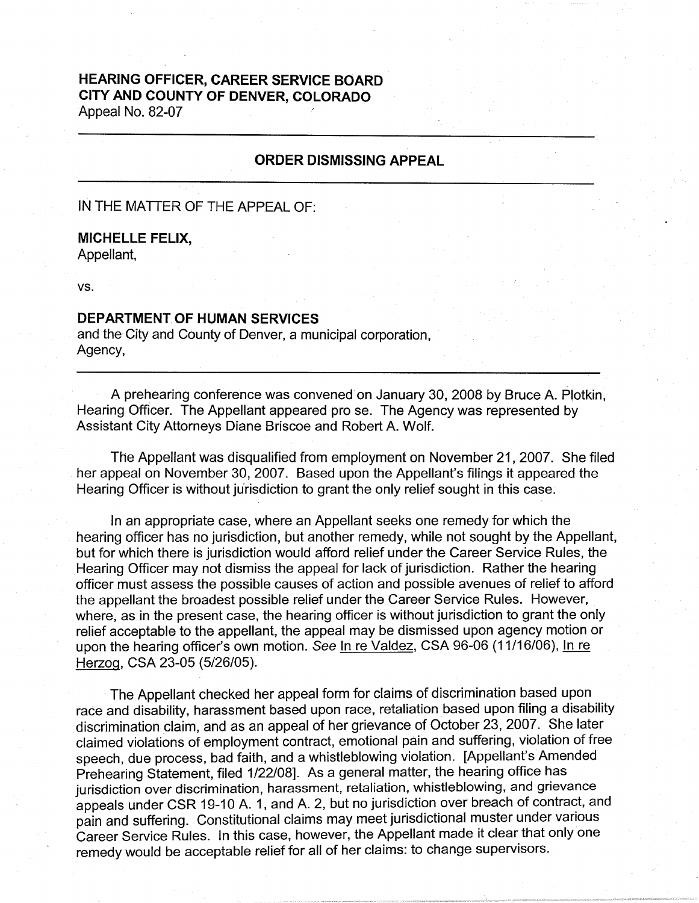**HEARING OFFICER, CAREER SERVICE BOARD**
**CITY AND COUNTY OF DENVER, COLORADO**
Appeal No. 82-07

---

## ORDER DISMISSING APPEAL

---

IN THE MATTER OF THE APPEAL OF:

**MICHELLE FELIX,**
Appellant,

vs.

**DEPARTMENT OF HUMAN SERVICES**
and the City and County of Denver, a municipal corporation,
Agency,

---

A prehearing conference was convened on January 30, 2008 by Bruce A. Plotkin, Hearing Officer. The Appellant appeared pro se. The Agency was represented by Assistant City Attorneys Diane Briscoe and Robert A. Wolf.

The Appellant was disqualified from employment on November 21, 2007. She filed her appeal on November 30, 2007. Based upon the Appellant's filings it appeared the Hearing Officer is without jurisdiction to grant the only relief sought in this case.

In an appropriate case, where an Appellant seeks one remedy for which the hearing officer has no jurisdiction, but another remedy, while not sought by the Appellant, but for which there is jurisdiction would afford relief under the Career Service Rules, the Hearing Officer may not dismiss the appeal for lack of jurisdiction. Rather the hearing officer must assess the possible causes of action and possible avenues of relief to afford the appellant the broadest possible relief under the Career Service Rules. However, where, as in the present case, the hearing officer is without jurisdiction to grant the only relief acceptable to the appellant, the appeal may be dismissed upon agency motion or upon the hearing officer's own motion. *See* In re Valdez, CSA 96-06 (11/16/06), In re Herzog, CSA 23-05 (5/26/05).

The Appellant checked her appeal form for claims of discrimination based upon race and disability, harassment based upon race, retaliation based upon filing a disability discrimination claim, and as an appeal of her grievance of October 23, 2007. She later claimed violations of employment contract, emotional pain and suffering, violation of free speech, due process, bad faith, and a whistleblowing violation. [Appellant's Amended Prehearing Statement, filed 1/22/08]. As a general matter, the hearing office has jurisdiction over discrimination, harassment, retaliation, whistleblowing, and grievance appeals under CSR 19-10 A. 1, and A. 2, but no jurisdiction over breach of contract, and pain and suffering. Constitutional claims may meet jurisdictional muster under various Career Service Rules. In this case, however, the Appellant made it clear that only one remedy would be acceptable relief for all of her claims: to change supervisors.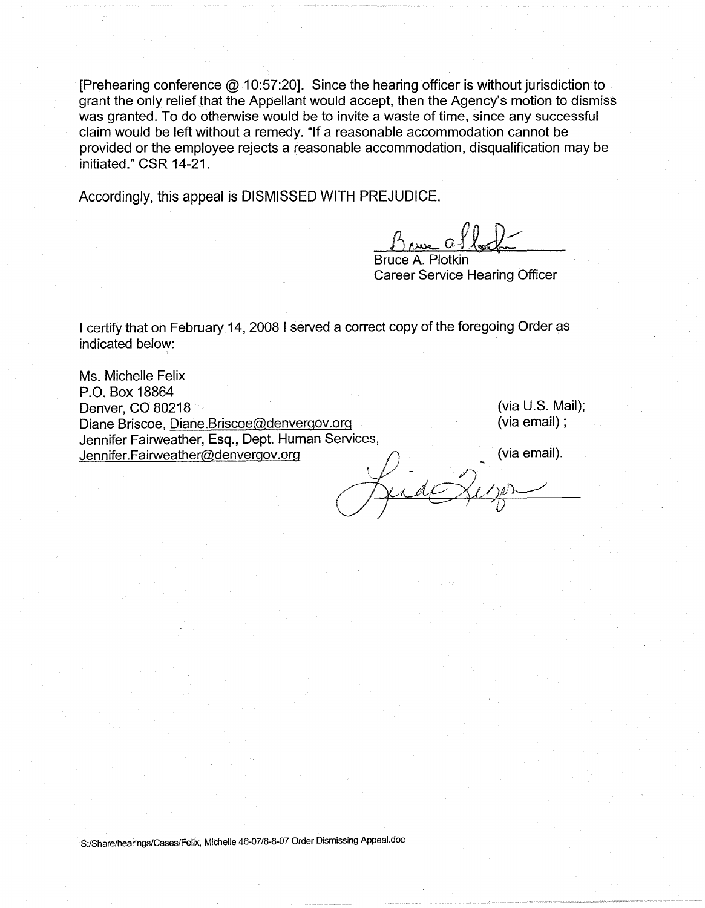[Prehearing conference @ 10:57:20]. Since the hearing officer is without jurisdiction to grant the only relief that the Appellant would accept, then the Agency's motion to dismiss was granted. To do otherwise would be to invite a waste of time, since any successful claim would be left without a remedy. "If a reasonable accommodation cannot be provided or the employee rejects a reasonable accommodation, disqualification may be initiated." CSR 14-21.

Accordingly, this appeal is DISMISSED WITH PREJUDICE.

Bruce A. Plotkin
Career Service Hearing Officer

I certify that on February 14, 2008 I served a correct copy of the foregoing Order as indicated below:

Ms. Michelle Felix
P.O. Box 18864
Denver, CO 80218 (via U.S. Mail);
Diane Briscoe, Diane.Briscoe@denvergov.org (via email) ;
Jennifer Fairweather, Esq., Dept. Human Services,
Jennifer.Fairweather@denvergov.org (via email).

S:/Share/hearings/Cases/Felix, Michelle 46-07/8-8-07 Order Dismissing Appeal.doc